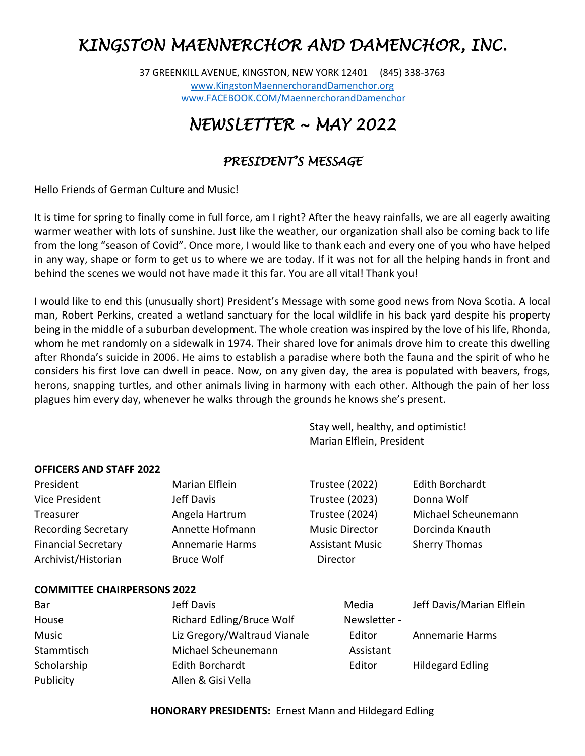# *KINGSTON MAENNERCHOR AND DAMENCHOR, INC.*

37 GREENKILL AVENUE, KINGSTON, NEW YORK 12401 (845) 338-3763
www.KingstonMaennerchorandDamenchor.org
www.FACEBOOK.COM/MaennerchorandDamenchor

# *NEWSLETTER ~ MAY 2022*

## *PRESIDENT'S MESSAGE*

Hello Friends of German Culture and Music!

It is time for spring to finally come in full force, am I right? After the heavy rainfalls, we are all eagerly awaiting warmer weather with lots of sunshine. Just like the weather, our organization shall also be coming back to life from the long "season of Covid". Once more, I would like to thank each and every one of you who have helped in any way, shape or form to get us to where we are today. If it was not for all the helping hands in front and behind the scenes we would not have made it this far. You are all vital! Thank you!

I would like to end this (unusually short) President's Message with some good news from Nova Scotia. A local man, Robert Perkins, created a wetland sanctuary for the local wildlife in his back yard despite his property being in the middle of a suburban development. The whole creation was inspired by the love of his life, Rhonda, whom he met randomly on a sidewalk in 1974. Their shared love for animals drove him to create this dwelling after Rhonda's suicide in 2006. He aims to establish a paradise where both the fauna and the spirit of who he considers his first love can dwell in peace. Now, on any given day, the area is populated with beavers, frogs, herons, snapping turtles, and other animals living in harmony with each other. Although the pain of her loss plagues him every day, whenever he walks through the grounds he knows she's present.

Stay well, healthy, and optimistic!
Marian Elflein, President

**OFFICERS AND STAFF 2022**

| | | | |
|---|---|---|---|
| President | Marian Elflein | Trustee (2022) | Edith Borchardt |
| Vice President | Jeff Davis | Trustee (2023) | Donna Wolf |
| Treasurer | Angela Hartrum | Trustee (2024) | Michael Scheunemann |
| Recording Secretary | Annette Hofmann | Music Director | Dorcinda Knauth |
| Financial Secretary | Annemarie Harms | Assistant Music Director | Sherry Thomas |
| Archivist/Historian | Bruce Wolf | | |

**COMMITTEE CHAIRPERSONS 2022**

| | | | |
|---|---|---|---|
| Bar | Jeff Davis | Media | Jeff Davis/Marian Elflein |
| House | Richard Edling/Bruce Wolf | Newsletter - Editor | Annemarie Harms |
| Music | Liz Gregory/Waltraud Vianale | Assistant Editor | Hildegard Edling |
| Stammtisch | Michael Scheunemann | | |
| Scholarship | Edith Borchardt | | |
| Publicity | Allen & Gisi Vella | | |

**HONORARY PRESIDENTS:** Ernest Mann and Hildegard Edling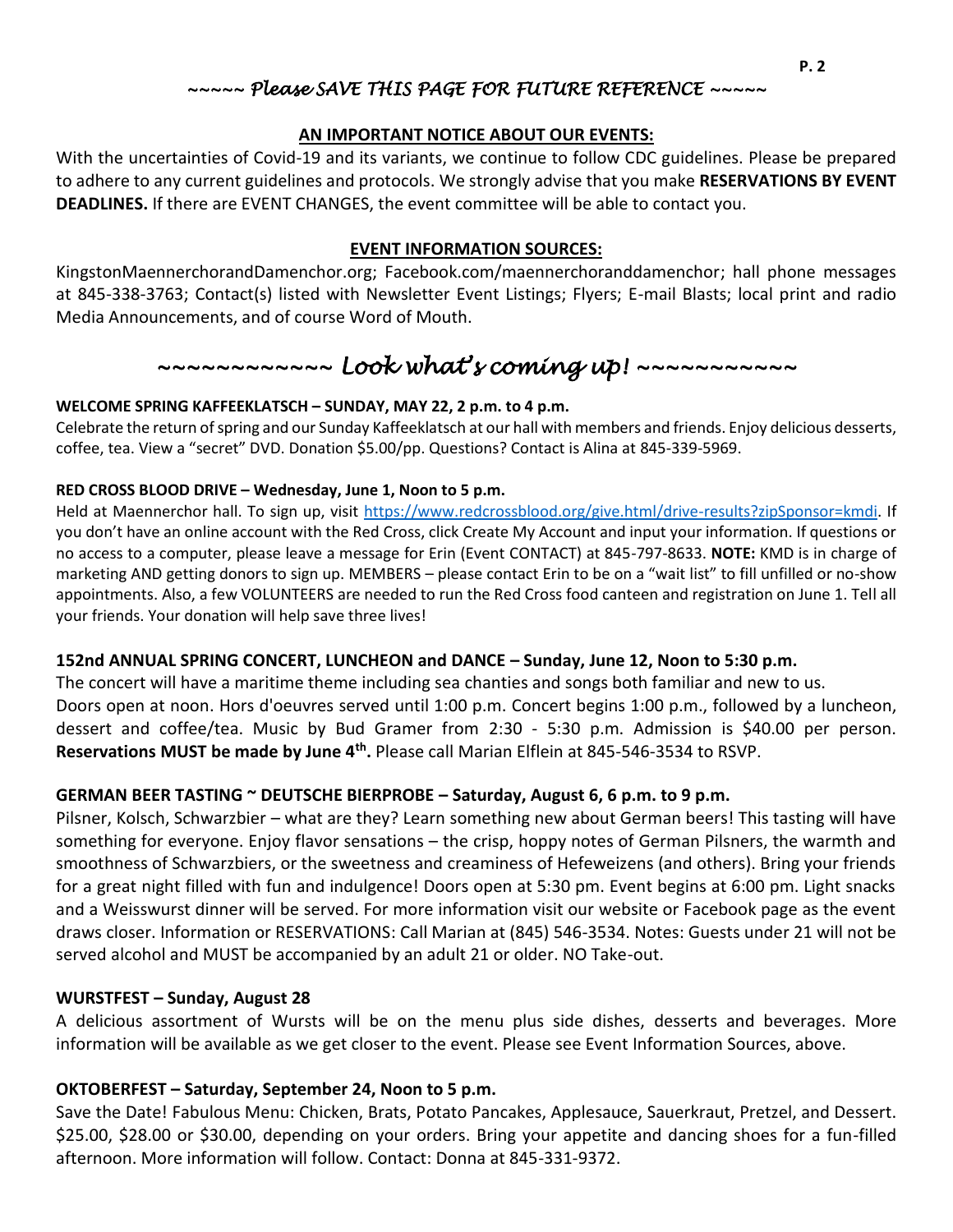*~~~~~ Please SAVE THIS PAGE FOR FUTURE REFERENCE ~~~~~*

**AN IMPORTANT NOTICE ABOUT OUR EVENTS:**

With the uncertainties of Covid-19 and its variants, we continue to follow CDC guidelines. Please be prepared to adhere to any current guidelines and protocols. We strongly advise that you make **RESERVATIONS BY EVENT DEADLINES.** If there are EVENT CHANGES, the event committee will be able to contact you.

**EVENT INFORMATION SOURCES:**

KingstonMaennerchorandDamenchor.org; Facebook.com/maennerchoranddamenchor; hall phone messages at 845-338-3763; Contact(s) listed with Newsletter Event Listings; Flyers; E-mail Blasts; local print and radio Media Announcements, and of course Word of Mouth.

## *~~~~~~~~~~~~ Look what's coming up! ~~~~~~~~~~~*

**WELCOME SPRING KAFFEEKLATSCH – SUNDAY, MAY 22, 2 p.m. to 4 p.m.**

Celebrate the return of spring and our Sunday Kaffeeklatsch at our hall with members and friends. Enjoy delicious desserts, coffee, tea. View a "secret" DVD. Donation $5.00/pp. Questions? Contact is Alina at 845-339-5969.

**RED CROSS BLOOD DRIVE – Wednesday, June 1, Noon to 5 p.m.**

Held at Maennerchor hall. To sign up, visit https://www.redcrossblood.org/give.html/drive-results?zipSponsor=kmdi. If you don't have an online account with the Red Cross, click Create My Account and input your information. If questions or no access to a computer, please leave a message for Erin (Event CONTACT) at 845-797-8633. **NOTE:** KMD is in charge of marketing AND getting donors to sign up. MEMBERS – please contact Erin to be on a "wait list" to fill unfilled or no-show appointments. Also, a few VOLUNTEERS are needed to run the Red Cross food canteen and registration on June 1. Tell all your friends. Your donation will help save three lives!

**152nd ANNUAL SPRING CONCERT, LUNCHEON and DANCE – Sunday, June 12, Noon to 5:30 p.m.**

The concert will have a maritime theme including sea chanties and songs both familiar and new to us. Doors open at noon. Hors d'oeuvres served until 1:00 p.m. Concert begins 1:00 p.m., followed by a luncheon, dessert and coffee/tea. Music by Bud Gramer from 2:30 - 5:30 p.m. Admission is $40.00 per person. **Reservations MUST be made by June 4th.** Please call Marian Elflein at 845-546-3534 to RSVP.

**GERMAN BEER TASTING ~ DEUTSCHE BIERPROBE – Saturday, August 6, 6 p.m. to 9 p.m.**

Pilsner, Kolsch, Schwarzbier – what are they? Learn something new about German beers! This tasting will have something for everyone. Enjoy flavor sensations – the crisp, hoppy notes of German Pilsners, the warmth and smoothness of Schwarzbiers, or the sweetness and creaminess of Hefeweizens (and others). Bring your friends for a great night filled with fun and indulgence! Doors open at 5:30 pm. Event begins at 6:00 pm. Light snacks and a Weisswurst dinner will be served. For more information visit our website or Facebook page as the event draws closer. Information or RESERVATIONS: Call Marian at (845) 546-3534. Notes: Guests under 21 will not be served alcohol and MUST be accompanied by an adult 21 or older. NO Take-out.

**WURSTFEST – Sunday, August 28**

A delicious assortment of Wursts will be on the menu plus side dishes, desserts and beverages. More information will be available as we get closer to the event. Please see Event Information Sources, above.

**OKTOBERFEST – Saturday, September 24, Noon to 5 p.m.**

Save the Date! Fabulous Menu: Chicken, Brats, Potato Pancakes, Applesauce, Sauerkraut, Pretzel, and Dessert. $25.00, $28.00 or $30.00, depending on your orders. Bring your appetite and dancing shoes for a fun-filled afternoon. More information will follow. Contact: Donna at 845-331-9372.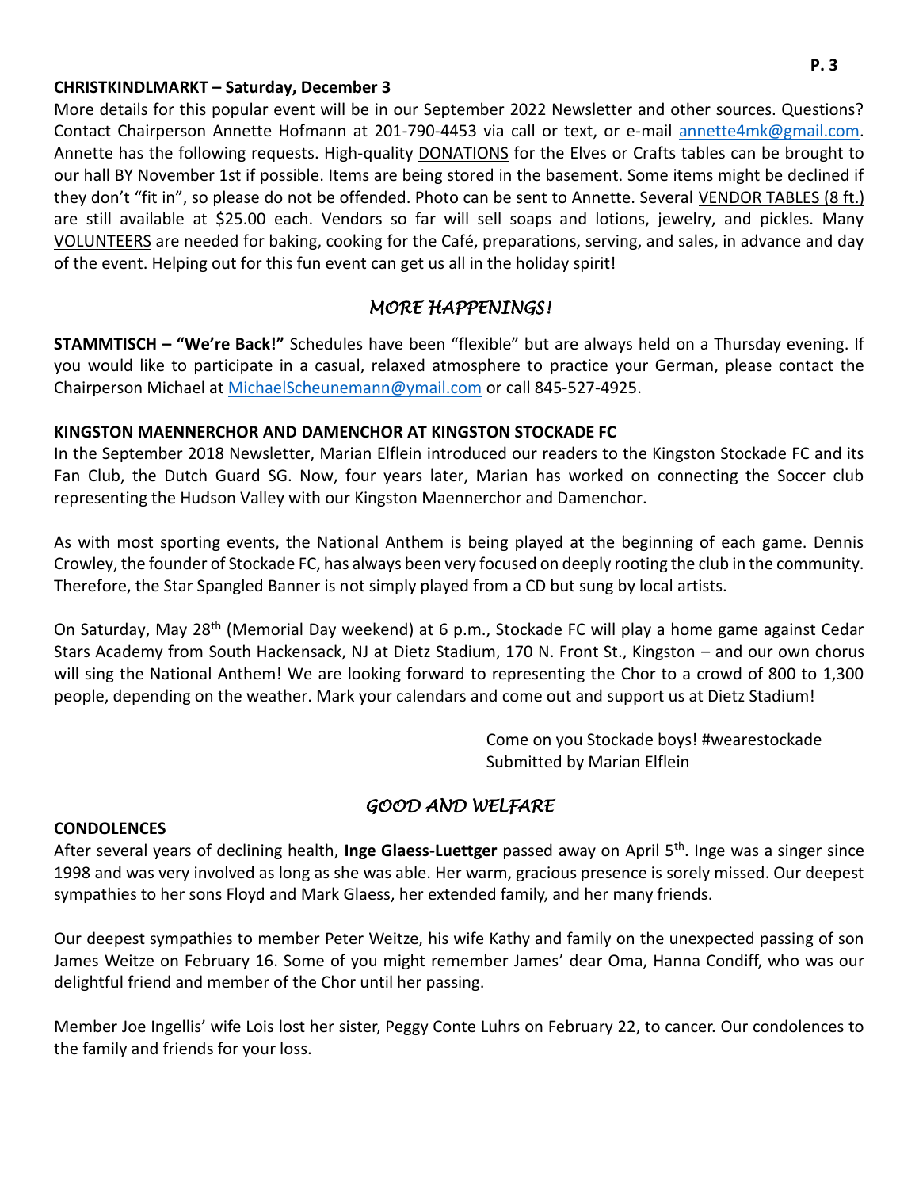### CHRISTKINDLMARKT – Saturday, December 3

More details for this popular event will be in our September 2022 Newsletter and other sources. Questions? Contact Chairperson Annette Hofmann at 201-790-4453 via call or text, or e-mail annette4mk@gmail.com. Annette has the following requests. High-quality DONATIONS for the Elves or Crafts tables can be brought to our hall BY November 1st if possible. Items are being stored in the basement. Some items might be declined if they don't "fit in", so please do not be offended. Photo can be sent to Annette. Several VENDOR TABLES (8 ft.) are still available at $25.00 each. Vendors so far will sell soaps and lotions, jewelry, and pickles. Many VOLUNTEERS are needed for baking, cooking for the Café, preparations, serving, and sales, in advance and day of the event. Helping out for this fun event can get us all in the holiday spirit!

## *MORE HAPPENINGS!*

**STAMMTISCH – "We're Back!"** Schedules have been "flexible" but are always held on a Thursday evening. If you would like to participate in a casual, relaxed atmosphere to practice your German, please contact the Chairperson Michael at MichaelScheunemann@ymail.com or call 845-527-4925.

### KINGSTON MAENNERCHOR AND DAMENCHOR AT KINGSTON STOCKADE FC

In the September 2018 Newsletter, Marian Elflein introduced our readers to the Kingston Stockade FC and its Fan Club, the Dutch Guard SG. Now, four years later, Marian has worked on connecting the Soccer club representing the Hudson Valley with our Kingston Maennerchor and Damenchor.

As with most sporting events, the National Anthem is being played at the beginning of each game. Dennis Crowley, the founder of Stockade FC, has always been very focused on deeply rooting the club in the community. Therefore, the Star Spangled Banner is not simply played from a CD but sung by local artists.

On Saturday, May 28th (Memorial Day weekend) at 6 p.m., Stockade FC will play a home game against Cedar Stars Academy from South Hackensack, NJ at Dietz Stadium, 170 N. Front St., Kingston – and our own chorus will sing the National Anthem! We are looking forward to representing the Chor to a crowd of 800 to 1,300 people, depending on the weather. Mark your calendars and come out and support us at Dietz Stadium!

Come on you Stockade boys! #wearestockade
Submitted by Marian Elflein

## *GOOD AND WELFARE*

### CONDOLENCES

After several years of declining health, **Inge Glaess-Luettger** passed away on April 5th. Inge was a singer since 1998 and was very involved as long as she was able. Her warm, gracious presence is sorely missed. Our deepest sympathies to her sons Floyd and Mark Glaess, her extended family, and her many friends.

Our deepest sympathies to member Peter Weitze, his wife Kathy and family on the unexpected passing of son James Weitze on February 16. Some of you might remember James' dear Oma, Hanna Condiff, who was our delightful friend and member of the Chor until her passing.

Member Joe Ingellis' wife Lois lost her sister, Peggy Conte Luhrs on February 22, to cancer. Our condolences to the family and friends for your loss.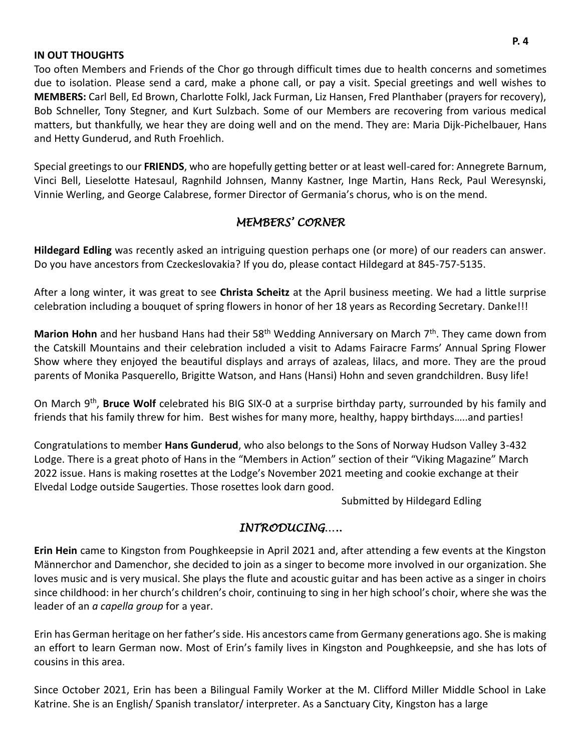## IN OUT THOUGHTS

Too often Members and Friends of the Chor go through difficult times due to health concerns and sometimes due to isolation. Please send a card, make a phone call, or pay a visit. Special greetings and well wishes to **MEMBERS:** Carl Bell, Ed Brown, Charlotte Folkl, Jack Furman, Liz Hansen, Fred Planthaber (prayers for recovery), Bob Schneller, Tony Stegner, and Kurt Sulzbach. Some of our Members are recovering from various medical matters, but thankfully, we hear they are doing well and on the mend. They are: Maria Dijk-Pichelbauer, Hans and Hetty Gunderud, and Ruth Froehlich.

Special greetings to our **FRIENDS**, who are hopefully getting better or at least well-cared for: Annegrete Barnum, Vinci Bell, Lieselotte Hatesaul, Ragnhild Johnsen, Manny Kastner, Inge Martin, Hans Reck, Paul Weresynski, Vinnie Werling, and George Calabrese, former Director of Germania's chorus, who is on the mend.

## *MEMBERS' CORNER*

**Hildegard Edling** was recently asked an intriguing question perhaps one (or more) of our readers can answer. Do you have ancestors from Czeckeslovakia? If you do, please contact Hildegard at 845-757-5135.

After a long winter, it was great to see **Christa Scheitz** at the April business meeting. We had a little surprise celebration including a bouquet of spring flowers in honor of her 18 years as Recording Secretary. Danke!!!

**Marion Hohn** and her husband Hans had their 58th Wedding Anniversary on March 7th. They came down from the Catskill Mountains and their celebration included a visit to Adams Fairacre Farms' Annual Spring Flower Show where they enjoyed the beautiful displays and arrays of azaleas, lilacs, and more. They are the proud parents of Monika Pasquerello, Brigitte Watson, and Hans (Hansi) Hohn and seven grandchildren. Busy life!

On March 9th, **Bruce Wolf** celebrated his BIG SIX-0 at a surprise birthday party, surrounded by his family and friends that his family threw for him. Best wishes for many more, healthy, happy birthdays…..and parties!

Congratulations to member **Hans Gunderud**, who also belongs to the Sons of Norway Hudson Valley 3-432 Lodge. There is a great photo of Hans in the "Members in Action" section of their "Viking Magazine" March 2022 issue. Hans is making rosettes at the Lodge's November 2021 meeting and cookie exchange at their Elvedal Lodge outside Saugerties. Those rosettes look darn good.

Submitted by Hildegard Edling

## *INTRODUCING…..*

**Erin Hein** came to Kingston from Poughkeepsie in April 2021 and, after attending a few events at the Kingston Männerchor and Damenchor, she decided to join as a singer to become more involved in our organization. She loves music and is very musical. She plays the flute and acoustic guitar and has been active as a singer in choirs since childhood: in her church's children's choir, continuing to sing in her high school's choir, where she was the leader of an *a capella group* for a year.

Erin has German heritage on her father's side. His ancestors came from Germany generations ago. She is making an effort to learn German now. Most of Erin's family lives in Kingston and Poughkeepsie, and she has lots of cousins in this area.

Since October 2021, Erin has been a Bilingual Family Worker at the M. Clifford Miller Middle School in Lake Katrine. She is an English/ Spanish translator/ interpreter. As a Sanctuary City, Kingston has a large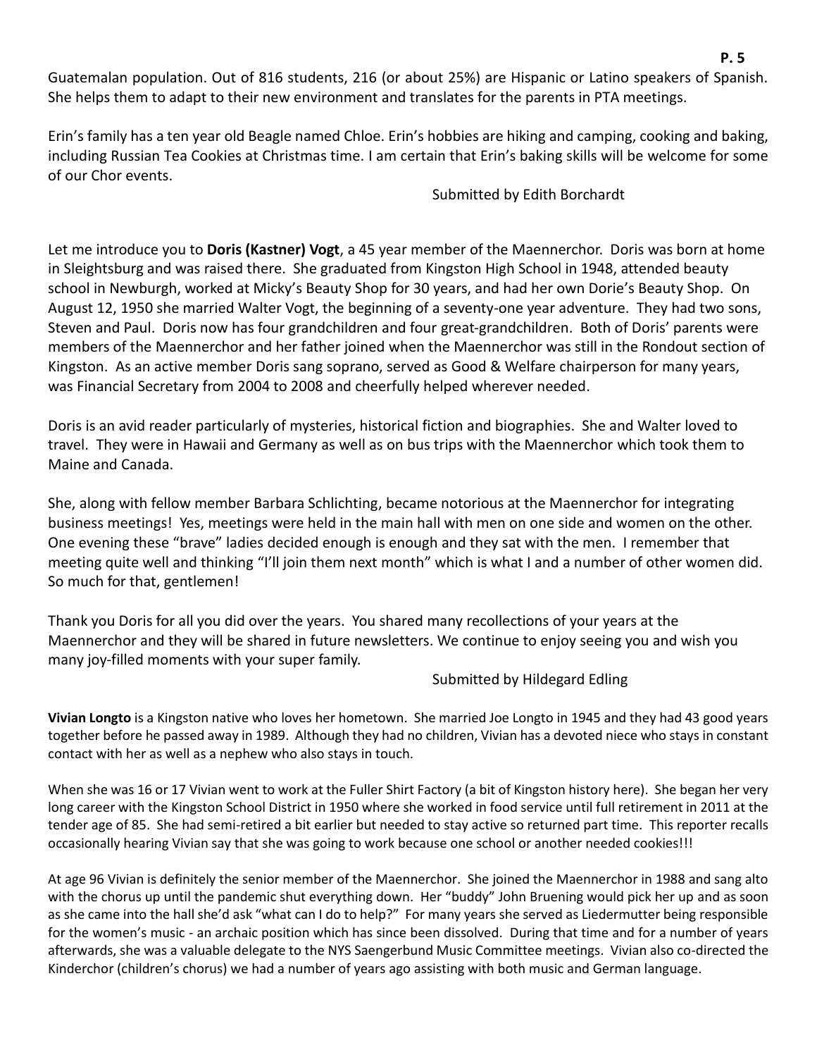Guatemalan population. Out of 816 students, 216 (or about 25%) are Hispanic or Latino speakers of Spanish. She helps them to adapt to their new environment and translates for the parents in PTA meetings.

Erin's family has a ten year old Beagle named Chloe. Erin's hobbies are hiking and camping, cooking and baking, including Russian Tea Cookies at Christmas time. I am certain that Erin's baking skills will be welcome for some of our Chor events.

Submitted by Edith Borchardt

Let me introduce you to **Doris (Kastner) Vogt**, a 45 year member of the Maennerchor. Doris was born at home in Sleightsburg and was raised there. She graduated from Kingston High School in 1948, attended beauty school in Newburgh, worked at Micky's Beauty Shop for 30 years, and had her own Dorie's Beauty Shop. On August 12, 1950 she married Walter Vogt, the beginning of a seventy-one year adventure. They had two sons, Steven and Paul. Doris now has four grandchildren and four great-grandchildren. Both of Doris' parents were members of the Maennerchor and her father joined when the Maennerchor was still in the Rondout section of Kingston. As an active member Doris sang soprano, served as Good & Welfare chairperson for many years, was Financial Secretary from 2004 to 2008 and cheerfully helped wherever needed.

Doris is an avid reader particularly of mysteries, historical fiction and biographies. She and Walter loved to travel. They were in Hawaii and Germany as well as on bus trips with the Maennerchor which took them to Maine and Canada.

She, along with fellow member Barbara Schlichting, became notorious at the Maennerchor for integrating business meetings! Yes, meetings were held in the main hall with men on one side and women on the other. One evening these "brave" ladies decided enough is enough and they sat with the men. I remember that meeting quite well and thinking "I'll join them next month" which is what I and a number of other women did. So much for that, gentlemen!

Thank you Doris for all you did over the years. You shared many recollections of your years at the Maennerchor and they will be shared in future newsletters. We continue to enjoy seeing you and wish you many joy-filled moments with your super family.

Submitted by Hildegard Edling

**Vivian Longto** is a Kingston native who loves her hometown. She married Joe Longto in 1945 and they had 43 good years together before he passed away in 1989. Although they had no children, Vivian has a devoted niece who stays in constant contact with her as well as a nephew who also stays in touch.

When she was 16 or 17 Vivian went to work at the Fuller Shirt Factory (a bit of Kingston history here). She began her very long career with the Kingston School District in 1950 where she worked in food service until full retirement in 2011 at the tender age of 85. She had semi-retired a bit earlier but needed to stay active so returned part time. This reporter recalls occasionally hearing Vivian say that she was going to work because one school or another needed cookies!!!

At age 96 Vivian is definitely the senior member of the Maennerchor. She joined the Maennerchor in 1988 and sang alto with the chorus up until the pandemic shut everything down. Her "buddy" John Bruening would pick her up and as soon as she came into the hall she'd ask "what can I do to help?" For many years she served as Liedermutter being responsible for the women's music - an archaic position which has since been dissolved. During that time and for a number of years afterwards, she was a valuable delegate to the NYS Saengerbund Music Committee meetings. Vivian also co-directed the Kinderchor (children's chorus) we had a number of years ago assisting with both music and German language.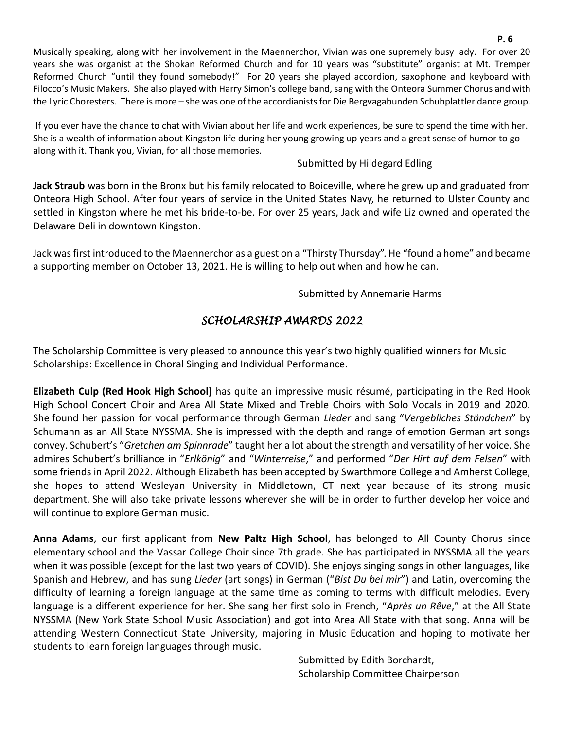Musically speaking, along with her involvement in the Maennerchor, Vivian was one supremely busy lady. For over 20 years she was organist at the Shokan Reformed Church and for 10 years was "substitute" organist at Mt. Tremper Reformed Church "until they found somebody!" For 20 years she played accordion, saxophone and keyboard with Filocco's Music Makers. She also played with Harry Simon's college band, sang with the Onteora Summer Chorus and with the Lyric Choresters. There is more – she was one of the accordianists for Die Bergvagabunden Schuhplattler dance group.

If you ever have the chance to chat with Vivian about her life and work experiences, be sure to spend the time with her. She is a wealth of information about Kingston life during her young growing up years and a great sense of humor to go along with it. Thank you, Vivian, for all those memories.

Submitted by Hildegard Edling

**Jack Straub** was born in the Bronx but his family relocated to Boiceville, where he grew up and graduated from Onteora High School. After four years of service in the United States Navy, he returned to Ulster County and settled in Kingston where he met his bride-to-be. For over 25 years, Jack and wife Liz owned and operated the Delaware Deli in downtown Kingston.

Jack was first introduced to the Maennerchor as a guest on a "Thirsty Thursday". He "found a home" and became a supporting member on October 13, 2021. He is willing to help out when and how he can.

Submitted by Annemarie Harms

## *SCHOLARSHIP AWARDS 2022*

The Scholarship Committee is very pleased to announce this year's two highly qualified winners for Music Scholarships: Excellence in Choral Singing and Individual Performance.

**Elizabeth Culp (Red Hook High School)** has quite an impressive music résumé, participating in the Red Hook High School Concert Choir and Area All State Mixed and Treble Choirs with Solo Vocals in 2019 and 2020. She found her passion for vocal performance through German *Lieder* and sang "*Vergebliches Ständchen*" by Schumann as an All State NYSSMA. She is impressed with the depth and range of emotion German art songs convey. Schubert's "*Gretchen am Spinnrade*" taught her a lot about the strength and versatility of her voice. She admires Schubert's brilliance in "*Erlkönig*" and "*Winterreise*," and performed "*Der Hirt auf dem Felsen*" with some friends in April 2022. Although Elizabeth has been accepted by Swarthmore College and Amherst College, she hopes to attend Wesleyan University in Middletown, CT next year because of its strong music department. She will also take private lessons wherever she will be in order to further develop her voice and will continue to explore German music.

**Anna Adams**, our first applicant from **New Paltz High School**, has belonged to All County Chorus since elementary school and the Vassar College Choir since 7th grade. She has participated in NYSSMA all the years when it was possible (except for the last two years of COVID). She enjoys singing songs in other languages, like Spanish and Hebrew, and has sung *Lieder* (art songs) in German ("*Bist Du bei mir*") and Latin, overcoming the difficulty of learning a foreign language at the same time as coming to terms with difficult melodies. Every language is a different experience for her. She sang her first solo in French, "*Après un Rêve*," at the All State NYSSMA (New York State School Music Association) and got into Area All State with that song. Anna will be attending Western Connecticut State University, majoring in Music Education and hoping to motivate her students to learn foreign languages through music.

Submitted by Edith Borchardt,
Scholarship Committee Chairperson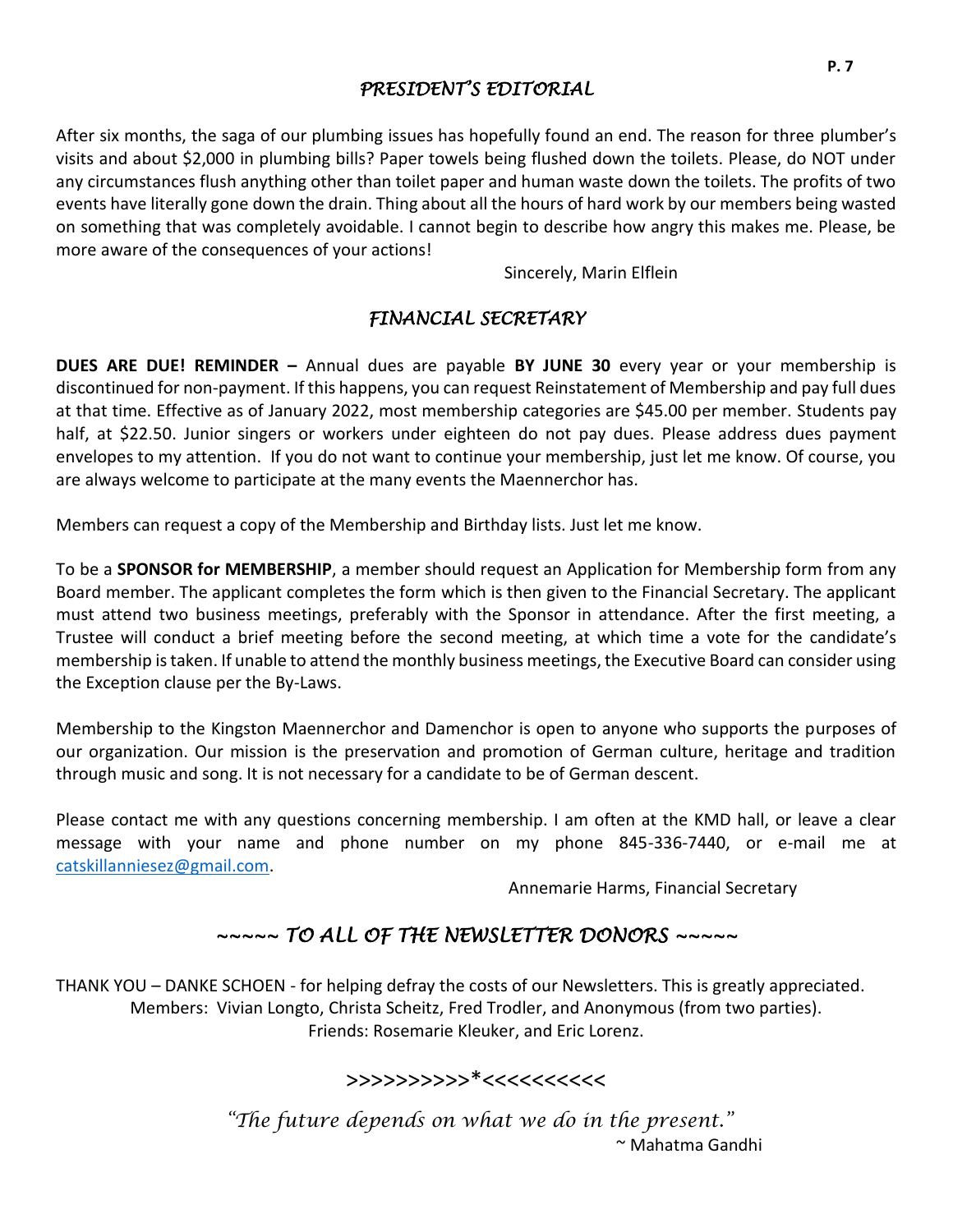## *PRESIDENT'S EDITORIAL*

After six months, the saga of our plumbing issues has hopefully found an end. The reason for three plumber's visits and about $2,000 in plumbing bills? Paper towels being flushed down the toilets. Please, do NOT under any circumstances flush anything other than toilet paper and human waste down the toilets. The profits of two events have literally gone down the drain. Thing about all the hours of hard work by our members being wasted on something that was completely avoidable. I cannot begin to describe how angry this makes me. Please, be more aware of the consequences of your actions!

Sincerely, Marin Elflein

## *FINANCIAL SECRETARY*

**DUES ARE DUE! REMINDER –** Annual dues are payable **BY JUNE 30** every year or your membership is discontinued for non-payment. If this happens, you can request Reinstatement of Membership and pay full dues at that time. Effective as of January 2022, most membership categories are $45.00 per member. Students pay half, at $22.50. Junior singers or workers under eighteen do not pay dues. Please address dues payment envelopes to my attention. If you do not want to continue your membership, just let me know. Of course, you are always welcome to participate at the many events the Maennerchor has.

Members can request a copy of the Membership and Birthday lists. Just let me know.

To be a **SPONSOR for MEMBERSHIP**, a member should request an Application for Membership form from any Board member. The applicant completes the form which is then given to the Financial Secretary. The applicant must attend two business meetings, preferably with the Sponsor in attendance. After the first meeting, a Trustee will conduct a brief meeting before the second meeting, at which time a vote for the candidate's membership is taken. If unable to attend the monthly business meetings, the Executive Board can consider using the Exception clause per the By-Laws.

Membership to the Kingston Maennerchor and Damenchor is open to anyone who supports the purposes of our organization. Our mission is the preservation and promotion of German culture, heritage and tradition through music and song. It is not necessary for a candidate to be of German descent.

Please contact me with any questions concerning membership. I am often at the KMD hall, or leave a clear message with your name and phone number on my phone 845-336-7440, or e-mail me at catskillanniesez@gmail.com.

Annemarie Harms, Financial Secretary

## *~~~~~ TO ALL OF THE NEWSLETTER DONORS ~~~~~*

THANK YOU – DANKE SCHOEN - for helping defray the costs of our Newsletters. This is greatly appreciated.
Members: Vivian Longto, Christa Scheitz, Fred Trodler, and Anonymous (from two parties).
Friends: Rosemarie Kleuker, and Eric Lorenz.

>>>>>>>>>>*<<<<<<<<<<

*"The future depends on what we do in the present."*
~ Mahatma Gandhi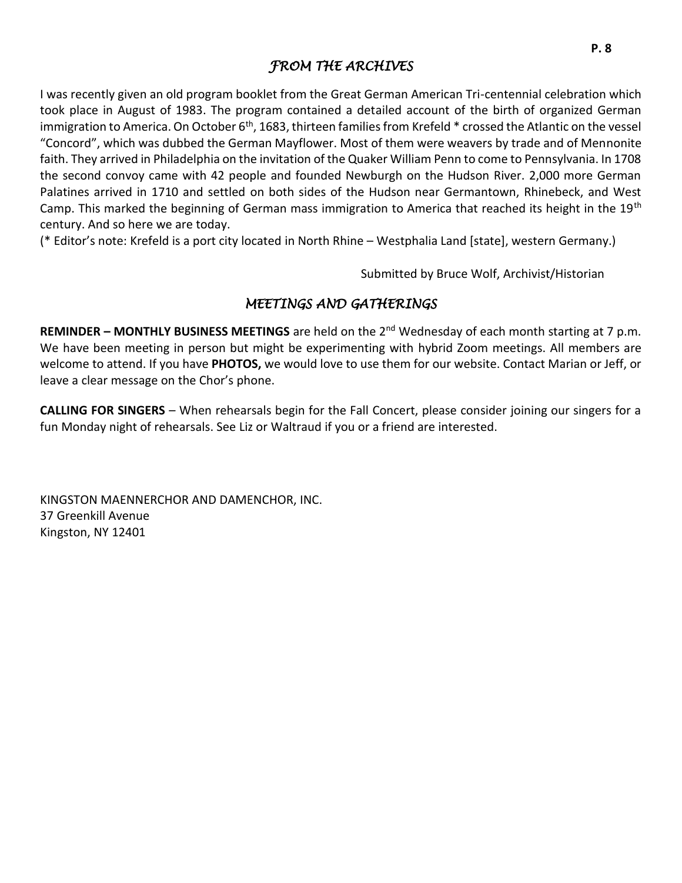## *FROM THE ARCHIVES*

I was recently given an old program booklet from the Great German American Tri-centennial celebration which took place in August of 1983. The program contained a detailed account of the birth of organized German immigration to America. On October 6th, 1683, thirteen families from Krefeld * crossed the Atlantic on the vessel "Concord", which was dubbed the German Mayflower. Most of them were weavers by trade and of Mennonite faith. They arrived in Philadelphia on the invitation of the Quaker William Penn to come to Pennsylvania. In 1708 the second convoy came with 42 people and founded Newburgh on the Hudson River. 2,000 more German Palatines arrived in 1710 and settled on both sides of the Hudson near Germantown, Rhinebeck, and West Camp. This marked the beginning of German mass immigration to America that reached its height in the 19th century. And so here we are today.

(* Editor's note: Krefeld is a port city located in North Rhine – Westphalia Land [state], western Germany.)

Submitted by Bruce Wolf, Archivist/Historian

## *MEETINGS AND GATHERINGS*

**REMINDER – MONTHLY BUSINESS MEETINGS** are held on the 2nd Wednesday of each month starting at 7 p.m. We have been meeting in person but might be experimenting with hybrid Zoom meetings. All members are welcome to attend. If you have **PHOTOS,** we would love to use them for our website. Contact Marian or Jeff, or leave a clear message on the Chor's phone.

**CALLING FOR SINGERS** – When rehearsals begin for the Fall Concert, please consider joining our singers for a fun Monday night of rehearsals. See Liz or Waltraud if you or a friend are interested.

KINGSTON MAENNERCHOR AND DAMENCHOR, INC.
37 Greenkill Avenue
Kingston, NY 12401